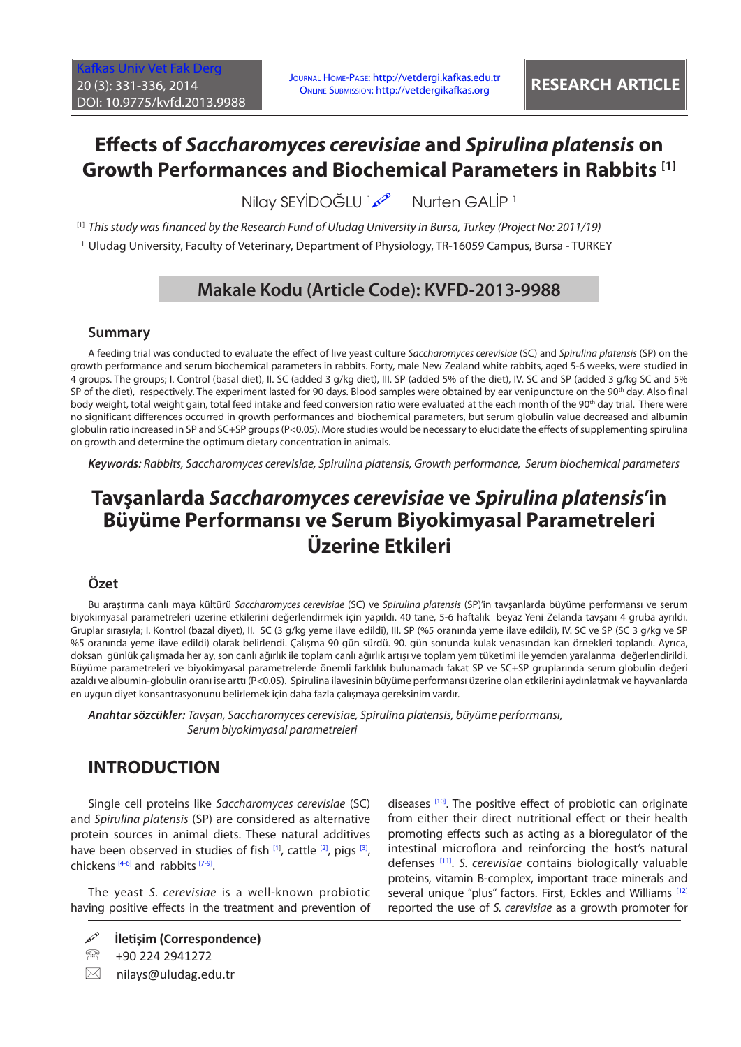RESEARCH ARTICLE

# Effects of *Saccharomyces cerevisiae* and *Spirulina platensis* on Growth Performances and Biochemical Parameters in Rabbits [1]

Nilay SEYİDOĞLU [1] Nurten GALİP [1]

[1] *This study was financed by the Research Fund of Uludag University in Bursa, Turkey (Project No: 2011/19)*

[1] Uludag University, Faculty of Veterinary, Department of Physiology, TR-16059 Campus, Bursa - TURKEY

## Makale Kodu (Article Code): KVFD-2013-9988

### Summary

A feeding trial was conducted to evaluate the effect of live yeast culture *Saccharomyces cerevisiae* (SC) and *Spirulina platensis* (SP) on the growth performance and serum biochemical parameters in rabbits. Forty, male New Zealand white rabbits, aged 5-6 weeks, were studied in 4 groups. The groups; I. Control (basal diet), II. SC (added 3 g/kg diet), III. SP (added 5% of the diet), IV. SC and SP (added 3 g/kg SC and 5% SP of the diet), respectively. The experiment lasted for 90 days. Blood samples were obtained by ear venipuncture on the 90th day. Also final body weight, total weight gain, total feed intake and feed conversion ratio were evaluated at the each month of the 90th day trial. There were no significant differences occurred in growth performances and biochemical parameters, but serum globulin value decreased and albumin globulin ratio increased in SP and SC+SP groups ($P<0.05$). More studies would be necessary to elucidate the effects of supplementing spirulina on growth and determine the optimum dietary concentration in animals.

***Keywords:*** *Rabbits, Saccharomyces cerevisiae, Spirulina platensis, Growth performance, Serum biochemical parameters*

# Tavşanlarda *Saccharomyces cerevisiae* ve *Spirulina platensis*'in Büyüme Performansı ve Serum Biyokimyasal Parametreleri Üzerine Etkileri

### Özet

Bu araştırma canlı maya kültürü *Saccharomyces cerevisiae* (SC) ve *Spirulina platensis* (SP)'in tavşanlarda büyüme performansı ve serum biyokimyasal parametreleri üzerine etkilerini değerlendirmek için yapıldı. 40 tane, 5-6 haftalık beyaz Yeni Zelanda tavşanı 4 gruba ayrıldı. Gruplar sırasıyla; I. Kontrol (bazal diyet), II. SC (3 g/kg yeme ilave edildi), III. SP (%5 oranında yeme ilave edildi), IV. SC ve SP (SC 3 g/kg ve SP %5 oranında yeme ilave edildi) olarak belirlendi. Çalışma 90 gün sürdü. 90. gün sonunda kulak venasından kan örnekleri toplandı. Ayrıca, doksan günlük çalışmada her ay, son canlı ağırlık ile toplam canlı ağırlık artışı ve toplam yem tüketimi ile yemden yaralanma değerlendirildi. Büyüme parametreleri ve biyokimyasal parametrelerde önemli farklılık bulunamadı fakat SP ve SC+SP gruplarında serum globulin değeri azaldı ve albumin-globulin oranı ise arttı ($P<0.05$). Spirulina ilavesinin büyüme performansı üzerine olan etkilerini aydınlatmak ve hayvanlarda en uygun diyet konsantrasyonunu belirlemek için daha fazla çalışmaya gereksinim vardır.

***Anahtar sözcükler:*** *Tavşan, Saccharomyces cerevisiae, Spirulina platensis, büyüme performansı, Serum biyokimyasal parametreleri*

## INTRODUCTION

Single cell proteins like *Saccharomyces cerevisiae* (SC) and *Spirulina platensis* (SP) are considered as alternative protein sources in animal diets. These natural additives have been observed in studies of fish [1], cattle [2], pigs [3], chickens [4-6] and rabbits [7-9].

The yeast *S. cerevisiae* is a well-known probiotic having positive effects in the treatment and prevention of diseases [10]. The positive effect of probiotic can originate from either their direct nutritional effect or their health promoting effects such as acting as a bioregulator of the intestinal microflora and reinforcing the host's natural defenses [11]. *S. cerevisiae* contains biologically valuable proteins, vitamin B-complex, important trace minerals and several unique "plus" factors. First, Eckles and Williams [12] reported the use of *S. cerevisiae* as a growth promoter for

**İletişim (Correspondence)**

+90 224 2941272

nilays@uludag.edu.tr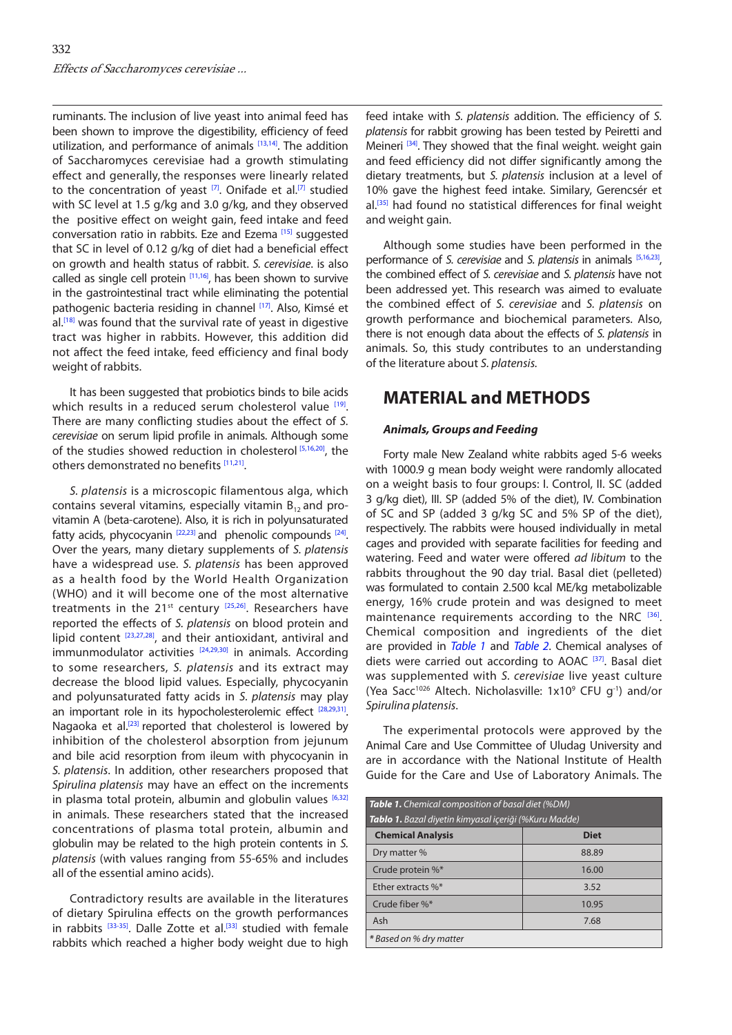ruminants. The inclusion of live yeast into animal feed has been shown to improve the digestibility, efficiency of feed utilization, and performance of animals [13,14]. The addition of Saccharomyces cerevisiae had a growth stimulating effect and generally, the responses were linearly related to the concentration of yeast [7]. Onifade et al.[7] studied with SC level at 1.5 g/kg and 3.0 g/kg, and they observed the positive effect on weight gain, feed intake and feed conversation ratio in rabbits. Eze and Ezema [15] suggested that SC in level of 0.12 g/kg of diet had a beneficial effect on growth and health status of rabbit. *S. cerevisiae*. is also called as single cell protein [11,16], has been shown to survive in the gastrointestinal tract while eliminating the potential pathogenic bacteria residing in channel [17]. Also, Kimsé et al.[18] was found that the survival rate of yeast in digestive tract was higher in rabbits. However, this addition did not affect the feed intake, feed efficiency and final body weight of rabbits.

It has been suggested that probiotics binds to bile acids which results in a reduced serum cholesterol value [19]. There are many conflicting studies about the effect of *S. cerevisiae* on serum lipid profile in animals. Although some of the studies showed reduction in cholesterol [5,16,20], the others demonstrated no benefits [11,21].

*S. platensis* is a microscopic filamentous alga, which contains several vitamins, especially vitamin $B_{12}$ and provitamin A (beta-carotene). Also, it is rich in polyunsaturated fatty acids, phycocyanin [22,23] and phenolic compounds [24]. Over the years, many dietary supplements of *S. platensis* have a widespread use. *S. platensis* has been approved as a health food by the World Health Organization (WHO) and it will become one of the most alternative treatments in the 21st century [25,26]. Researchers have reported the effects of *S. platensis* on blood protein and lipid content [23,27,28], and their antioxidant, antiviral and immunmodulator activities [24,29,30] in animals. According to some researchers, *S. platensis* and its extract may decrease the blood lipid values. Especially, phycocyanin and polyunsaturated fatty acids in *S. platensis* may play an important role in its hypocholesterolemic effect [28,29,31]. Nagaoka et al.[23] reported that cholesterol is lowered by inhibition of the cholesterol absorption from jejunum and bile acid resorption from ileum with phycocyanin in *S. platensis*. In addition, other researchers proposed that *Spirulina platensis* may have an effect on the increments in plasma total protein, albumin and globulin values [6,32] in animals. These researchers stated that the increased concentrations of plasma total protein, albumin and globulin may be related to the high protein contents in *S. platensis* (with values ranging from 55-65% and includes all of the essential amino acids).

Contradictory results are available in the literatures of dietary Spirulina effects on the growth performances in rabbits [33-35]. Dalle Zotte et al.[33] studied with female rabbits which reached a higher body weight due to high feed intake with *S. platensis* addition. The efficiency of *S. platensis* for rabbit growing has been tested by Peiretti and Meineri [34]. They showed that the final weight. weight gain and feed efficiency did not differ significantly among the dietary treatments, but *S. platensis* inclusion at a level of 10% gave the highest feed intake. Similary, Gerencsér et al.[35] had found no statistical differences for final weight and weight gain.

Although some studies have been performed in the performance of *S. cerevisiae* and *S. platensis* in animals [5,16,23], the combined effect of *S. cerevisiae* and *S. platensis* have not been addressed yet. This research was aimed to evaluate the combined effect of *S. cerevisiae* and *S. platensis* on growth performance and biochemical parameters. Also, there is not enough data about the effects of *S. platensis* in animals. So, this study contributes to an understanding of the literature about *S. platensis*.

## MATERIAL and METHODS

### *Animals, Groups and Feeding*

Forty male New Zealand white rabbits aged 5-6 weeks with 1000.9 g mean body weight were randomly allocated on a weight basis to four groups: I. Control, II. SC (added 3 g/kg diet), III. SP (added 5% of the diet), IV. Combination of SC and SP (added 3 g/kg SC and 5% SP of the diet), respectively. The rabbits were housed individually in metal cages and provided with separate facilities for feeding and watering. Feed and water were offered *ad libitum* to the rabbits throughout the 90 day trial. Basal diet (pelleted) was formulated to contain 2.500 kcal ME/kg metabolizable energy, 16% crude protein and was designed to meet maintenance requirements according to the NRC [36]. Chemical composition and ingredients of the diet are provided in Table 1 and Table 2. Chemical analyses of diets were carried out according to AOAC [37]. Basal diet was supplemented with *S. cerevisiae* live yeast culture (Yea Sacc1026 Altech. Nicholasville: $1x10^9$ CFU $g^{-1}$) and/or *Spirulina platensis*.

The experimental protocols were approved by the Animal Care and Use Committee of Uludag University and are in accordance with the National Institute of Health Guide for the Care and Use of Laboratory Animals. The

*Table 1. Chemical composition of basal diet (%DM)*

*Tablo 1. Bazal diyetin kimyasal içeriği (%Kuru Madde)*

| Chemical Analysis | Diet |
|---|---|
| Dry matter % | 88.89 |
| Crude protein %* | 16.00 |
| Ether extracts %* | 3.52 |
| Crude fiber %* | 10.95 |
| Ash | 7.68 |

*\* Based on % dry matter*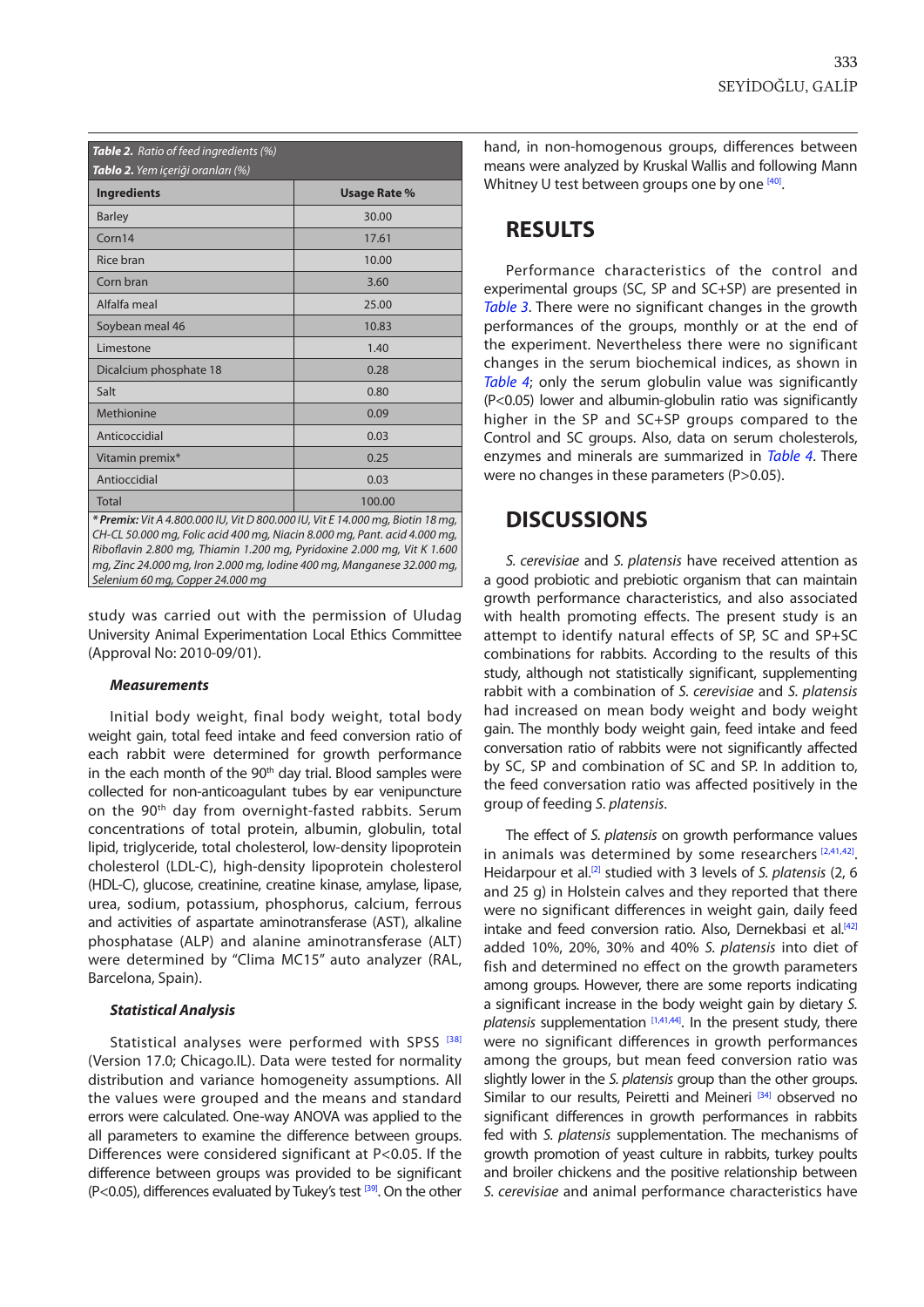**Table 2.** *Ratio of feed ingredients (%)*
**Tablo 2.** *Yem içeriği oranları (%)*

| Ingredients | Usage Rate % |
|---|---|
| Barley | 30.00 |
| Corn14 | 17.61 |
| Rice bran | 10.00 |
| Corn bran | 3.60 |
| Alfalfa meal | 25.00 |
| Soybean meal 46 | 10.83 |
| Limestone | 1.40 |
| Dicalcium phosphate 18 | 0.28 |
| Salt | 0.80 |
| Methionine | 0.09 |
| Anticoccidial | 0.03 |
| Vitamin premix* | 0.25 |
| Antioccidial | 0.03 |
| Total | 100.00 |

*** Premix:** Vit A 4.800.000 IU, Vit D 800.000 IU, Vit E 14.000 mg, Biotin 18 mg, CH-CL 50.000 mg, Folic acid 400 mg, Niacin 8.000 mg, Pant. acid 4.000 mg, Riboflavin 2.800 mg, Thiamin 1.200 mg, Pyridoxine 2.000 mg, Vit K 1.600 mg, Zinc 24.000 mg, Iron 2.000 mg, Iodine 400 mg, Manganese 32.000 mg, Selenium 60 mg, Copper 24.000 mg*

study was carried out with the permission of Uludag University Animal Experimentation Local Ethics Committee (Approval No: 2010-09/01).

### Measurements

Initial body weight, final body weight, total body weight gain, total feed intake and feed conversion ratio of each rabbit were determined for growth performance in the each month of the 90th day trial. Blood samples were collected for non-anticoagulant tubes by ear venipuncture on the 90th day from overnight-fasted rabbits. Serum concentrations of total protein, albumin, globulin, total lipid, triglyceride, total cholesterol, low-density lipoprotein cholesterol (LDL-C), high-density lipoprotein cholesterol (HDL-C), glucose, creatinine, creatine kinase, amylase, lipase, urea, sodium, potassium, phosphorus, calcium, ferrous and activities of aspartate aminotransferase (AST), alkaline phosphatase (ALP) and alanine aminotransferase (ALT) were determined by "Clima MC15" auto analyzer (RAL, Barcelona, Spain).

### Statistical Analysis

Statistical analyses were performed with SPSS [38] (Version 17.0; Chicago.IL). Data were tested for normality distribution and variance homogeneity assumptions. All the values were grouped and the means and standard errors were calculated. One-way ANOVA was applied to the all parameters to examine the difference between groups. Differences were considered significant at P<0.05. If the difference between groups was provided to be significant (P<0.05), differences evaluated by Tukey's test [39]. On the other hand, in non-homogenous groups, differences between means were analyzed by Kruskal Wallis and following Mann Whitney U test between groups one by one [40].

## RESULTS

Performance characteristics of the control and experimental groups (SC, SP and SC+SP) are presented in *Table 3*. There were no significant changes in the growth performances of the groups, monthly or at the end of the experiment. Nevertheless there were no significant changes in the serum biochemical indices, as shown in *Table 4*; only the serum globulin value was significantly (P<0.05) lower and albumin-globulin ratio was significantly higher in the SP and SC+SP groups compared to the Control and SC groups. Also, data on serum cholesterols, enzymes and minerals are summarized in *Table 4*. There were no changes in these parameters (P>0.05).

## DISCUSSIONS

*S. cerevisiae* and *S. platensis* have received attention as a good probiotic and prebiotic organism that can maintain growth performance characteristics, and also associated with health promoting effects. The present study is an attempt to identify natural effects of SP, SC and SP+SC combinations for rabbits. According to the results of this study, although not statistically significant, supplementing rabbit with a combination of *S. cerevisiae* and *S. platensis* had increased on mean body weight and body weight gain. The monthly body weight gain, feed intake and feed conversation ratio of rabbits were not significantly affected by SC, SP and combination of SC and SP. In addition to, the feed conversation ratio was affected positively in the group of feeding *S. platensis*.

The effect of *S. platensis* on growth performance values in animals was determined by some researchers [2,41,42]. Heidarpour et al.[2] studied with 3 levels of *S. platensis* (2, 6 and 25 g) in Holstein calves and they reported that there were no significant differences in weight gain, daily feed intake and feed conversion ratio. Also, Dernekbasi et al.[42] added 10%, 20%, 30% and 40% *S. platensis* into diet of fish and determined no effect on the growth parameters among groups. However, there are some reports indicating a significant increase in the body weight gain by dietary *S. platensis* supplementation [1,41,44]. In the present study, there were no significant differences in growth performances among the groups, but mean feed conversion ratio was slightly lower in the *S. platensis* group than the other groups. Similar to our results, Peiretti and Meineri [34] observed no significant differences in growth performances in rabbits fed with *S. platensis* supplementation. The mechanisms of growth promotion of yeast culture in rabbits, turkey poults and broiler chickens and the positive relationship between *S. cerevisiae* and animal performance characteristics have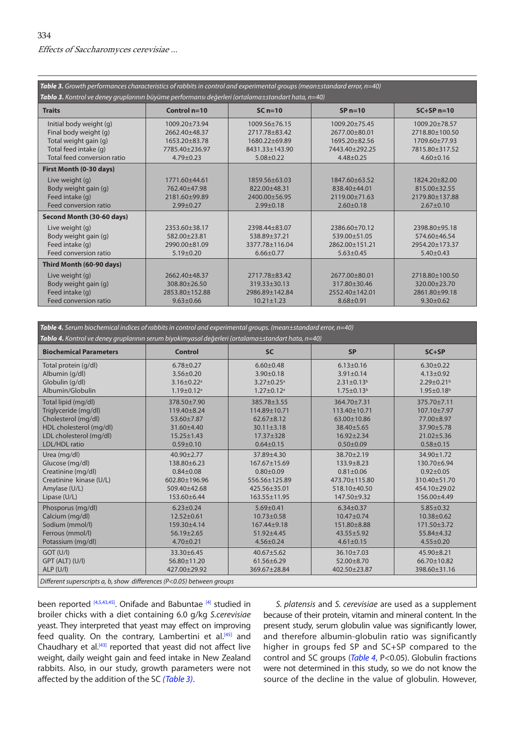**Table 3.** *Growth performances characteristics of rabbits in control and experimental groups (mean±standard error, n=40)*
**Tablo 3.** *Kontrol ve deney gruplarının büyüme performansı değerleri (ortalama±standart hata, n=40)*

| Traits | Control n=10 | SC n=10 | SP n=10 | SC+SP n=10 |
|---|---|---|---|---|
| Initial body weight (g) | 1009.20±73.94 | 1009.56±76.15 | 1009.20±75.45 | 1009.20±78.57 |
| Final body weight (g) | 2662.40±48.37 | 2717.78±83.42 | 2677.00±80.01 | 2718.80±100.50 |
| Total weight gain (g) | 1653.20±83.78 | 1680.22±69.89 | 1695.20±82.56 | 1709.60±77.93 |
| Total feed intake (g) | 7785.40±236.97 | 8431.33±143.90 | 7443.40±292.25 | 7815.80±317.52 |
| Total feed conversion ratio | 4.79±0.23 | 5.08±0.22 | 4.48±0.25 | 4.60±0.16 |
| **First Month (0-30 days)** | | | | |
| Live weight (g) | 1771.60±44.61 | 1859.56±63.03 | 1847.60±63.52 | 1824.20±82.00 |
| Body weight gain (g) | 762.40±47.98 | 822.00±48.31 | 838.40±44.01 | 815.00±32.55 |
| Feed intake (g) | 2181.60±89.99 | 2400.00±56.95 | 2119.00±71.63 | 2179.80±137.88 |
| Feed conversion ratio | 2.99±0.27 | 2.99±0.18 | 2.60±0.18 | 2.67±0.10 |
| **Second Month (30-60 days)** | | | | |
| Live weight (g) | 2353.60±38.17 | 2398.44±83.07 | 2386.60±70.12 | 2398.80±95.18 |
| Body weight gain (g) | 582.00±23.81 | 538.89±37.21 | 539.00±51.05 | 574.60±46.54 |
| Feed intake (g) | 2990.00±81.09 | 3377.78±116.04 | 2862.00±151.21 | 2954.20±173.37 |
| Feed conversion ratio | 5.19±0.20 | 6.66±0.77 | 5.63±0.45 | 5.40±0.43 |
| **Third Month (60-90 days)** | | | | |
| Live weight (g) | 2662.40±48.37 | 2717.78±83.42 | 2677.00±80.01 | 2718.80±100.50 |
| Body weight gain (g) | 308.80±26.50 | 319.33±30.13 | 317.80±30.46 | 320.00±23.70 |
| Feed intake (g) | 2853.80±152.88 | 2986.89±142.84 | 2552.40±142.01 | 2861.80±99.18 |
| Feed conversion ratio | 9.63±0.66 | 10.21±1.23 | 8.68±0.91 | 9.30±0.62 |

**Table 4.** *Serum biochemical indices of rabbits in control and experimental groups. (mean±standard error, n=40)*
**Tablo 4.** *Kontrol ve deney gruplarının serum biyokimyasal değerleri (ortalama±standart hata, n=40)*

| Biochemical Parameters | Control | SC | SP | SC+SP |
|---|---|---|---|---|
| Total protein (g/dl) | 6.78±0.27 | 6.60±0.48 | 6.13±0.16 | 6.30±0.22 |
| Albumin (g/dl) | 3.56±0.20 | 3.90±0.18 | 3.91±0.14 | 4.13±0.92 |
| Globulin (g/dl) | 3.16±0.22[a] | 3.27±0.25[a] | 2.31±0.13[b] | 2.29±0.21[b] |
| Albumin/Globulin | 1.19±0.12[a] | 1.27±0.12[a] | 1.75±0.13[b] | 1.95±0.18[b] |
| Total lipid (mg/dl) | 378.50±7.90 | 385.78±3.55 | 364.70±7.31 | 375.70±7.11 |
| Triglyceride (mg/dl) | 119.40±8.24 | 114.89±10.71 | 113.40±10.71 | 107.10±7.97 |
| Cholesterol (mg/dl) | 53.60±7.87 | 62.67±8.12 | 63.00±10.86 | 77.00±8.97 |
| HDL cholesterol (mg/dl) | 31.60±4.40 | 30.11±3.18 | 38.40±5.65 | 37.90±5.78 |
| LDL cholesterol (mg/dl) | 15.25±1.43 | 17.37±328 | 16.92±2.34 | 21.02±5.36 |
| LDL/HDL ratio | 0.59±0.10 | 0.64±0.15 | 0.50±0.09 | 0.58±0.15 |
| Urea (mg/dl) | 40.90±2.77 | 37.89±4.30 | 38.70±2.19 | 34.90±1.72 |
| Glucose (mg/dl) | 138.80±6.23 | 167.67±15.69 | 133.9±8.23 | 130.70±6.94 |
| Creatinine (mg/dl) | 0.84±0.08 | 0.80±0.09 | 0.81±0.06 | 0.92±0.05 |
| Creatinine kinase (U/L) | 602.80±196.96 | 556.56±125.89 | 473.70±115.80 | 310.40±51.70 |
| Amylase (U/L) | 509.40±42.68 | 425.56±35.01 | 518.10±40.50 | 454.10±29.02 |
| Lipase (U/L) | 153.60±6.44 | 163.55±11.95 | 147.50±9.32 | 156.00±4.49 |
| Phosporus (mg/dl) | 6.23±0.24 | 5.69±0.41 | 6.34±0.37 | 5.85±0.32 |
| Calcium (mg/dl) | 12.52±0.61 | 10.73±0.58 | 10.47±0.74 | 10.38±0.62 |
| Sodium (mmol/l) | 159.30±4.14 | 167.44±9.18 | 151.80±8.88 | 171.50±3.72 |
| Ferrous (mmol/l) | 56.19±2.65 | 51.92±4.45 | 43.55±5.92 | 55.84±4.32 |
| Potassium (mg/dl) | 4.70±0.21 | 4.56±0.24 | 4.61±0.15 | 4.55±0.20 |
| GOT (U/l) | 33.30±6.45 | 40.67±5.62 | 36.10±7.03 | 45.90±8.21 |
| GPT (ALT) (U/l) | 56.80±11.20 | 61.56±6.29 | 52.00±8.70 | 66.70±10.82 |
| ALP (U/l) | 427.00±29.92 | 369.67±28.84 | 402.50±23.87 | 398.60±31.16 |

*Different superscripts a, b, show differences (P<0.05) between groups*

been reported [4,5,43,45]. Onifade and Babuntae [4] studied in broiler chicks with a diet containing 6.0 g/kg *S.cerevisiae* yeast. They interpreted that yeast may effect on improving feed quality. On the contrary, Lambertini et al.[45] and Chaudhary et al.[43] reported that yeast did not affect live weight, daily weight gain and feed intake in New Zealand rabbits. Also, in our study, growth parameters were not affected by the addition of the SC *(Table 3)*.

*S. platensis* and *S. cerevisiae* are used as a supplement because of their protein, vitamin and mineral content. In the present study, serum globulin value was significantly lower, and therefore albumin-globulin ratio was significantly higher in groups fed SP and SC+SP compared to the control and SC groups (*Table 4*, P<0.05). Globulin fractions were not determined in this study, so we do not know the source of the decline in the value of globulin. However,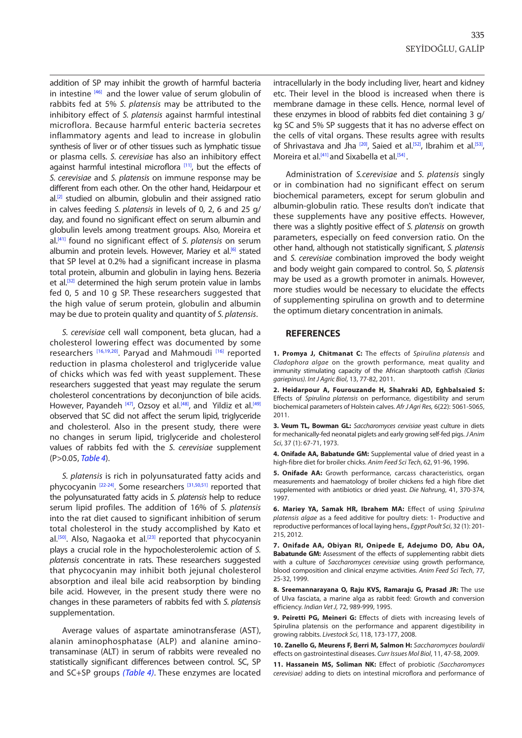addition of SP may inhibit the growth of harmful bacteria in intestine [46] and the lower value of serum globulin of rabbits fed at 5% *S. platensis* may be attributed to the inhibitory effect of *S. platensis* against harmful intestinal microflora. Because harmful enteric bacteria secretes inflammatory agents and lead to increase in globulin synthesis of liver or of other tissues such as lymphatic tissue or plasma cells. *S. cerevisiae* has also an inhibitory effect against harmful intestinal microflora [11], but the effects of *S. cerevisiae* and *S. platensis* on immune response may be different from each other. On the other hand, Heidarpour et al.[2] studied on albumin, globulin and their assigned ratio in calves feeding *S. platensis* in levels of 0, 2, 6 and 25 g/day, and found no significant effect on serum albumin and globulin levels among treatment groups. Also, Moreira et al.[41] found no significant effect of *S. platensis* on serum albumin and protein levels. However, Mariey et al.[6] stated that SP level at 0.2% had a significant increase in plasma total protein, albumin and globulin in laying hens. Bezeria et al.[32] determined the high serum protein value in lambs fed 0, 5 and 10 g SP. These researchers suggested that the high value of serum protein, globulin and albumin may be due to protein quality and quantity of *S. platensis*.

*S. cerevisiae* cell wall component, beta glucan, had a cholesterol lowering effect was documented by some researchers [16,19,20]. Paryad and Mahmoudi [16] reported reduction in plasma cholesterol and triglyceride value of chicks which was fed with yeast supplement. These researchers suggested that yeast may regulate the serum cholesterol concentrations by deconjunction of bile acids. However, Payandeh [47], Ozsoy et al.[48], and Yildiz et al.[49] observed that SC did not affect the serum lipid, triglyceride and cholesterol. Also in the present study, there were no changes in serum lipid, triglyceride and cholesterol values of rabbits fed with the *S. cerevisiae* supplement (P>0.05, *Table 4*).

*S. platensis* is rich in polyunsaturated fatty acids and phycocyanin [22-24]. Some researchers [31,50,51] reported that the polyunsaturated fatty acids in *S. platensis* help to reduce serum lipid profiles. The addition of 16% of *S. platensis* into the rat diet caused to significant inhibition of serum total cholesterol in the study accomplished by Kato et al.[50]. Also, Nagaoka et al.[23] reported that phycocyanin plays a crucial role in the hypocholesterolemic action of *S. platensis* concentrate in rats. These researchers suggested that phycocyanin may inhibit both jejunal cholesterol absorption and ileal bile acid reabsorption by binding bile acid. However, in the present study there were no changes in these parameters of rabbits fed with *S. platensis* supplementation.

Average values of aspartate aminotransferase (AST), alanin aminophosphatase (ALP) and alanine aminotransaminase (ALT) in serum of rabbits were revealed no statistically significant differences between control. SC, SP and SC+SP groups *(Table 4)*. These enzymes are located intracellularly in the body including liver, heart and kidney etc. Their level in the blood is increased when there is membrane damage in these cells. Hence, normal level of these enzymes in blood of rabbits fed diet containing 3 g/kg SC and 5% SP suggests that it has no adverse effect on the cells of vital organs. These results agree with results of Shrivastava and Jha [20], Saied et al.[52], Ibrahim et al.[53], Moreira et al.[41] and Sixabella et al.[54].

Administration of *S.cerevisiae* and *S. platensis* singly or in combination had no significant effect on serum biochemical parameters, except for serum globulin and albumin-globulin ratio. These results don't indicate that these supplements have any positive effects. However, there was a slightly positive effect of *S. platensis* on growth parameters, especially on feed conversion ratio. On the other hand, although not statistically significant, *S. platensis* and *S. cerevisiae* combination improved the body weight and body weight gain compared to control. So, *S. platensis* may be used as a growth promoter in animals. However, more studies would be necessary to elucidate the effects of supplementing spirulina on growth and to determine the optimum dietary concentration in animals.

## REFERENCES

**1. Promya J, Chitmanat C:** The effects of *Spirulina platensis* and *Cladophora algae* on the growth performance, meat quality and immunity stimulating capacity of the African sharptooth catfish *(Clarias gariepinus)*. *Int J Agric Biol*, 13, 77-82, 2011.

**2. Heidarpour A, Fourouzande H, Shahraki AD, Eghbalsaied S:** Effects of *Spirulina platensis* on performance, digestibility and serum biochemical parameters of Holstein calves. *Afr J Agri Res,* 6(22): 5061-5065, 2011.

**3. Veum TL, Bowman GL:** *Saccharomyces cervisiae* yeast culture in diets for mechanically-fed neonatal piglets and early growing self-fed pigs. *J Anim Sci*, 37 (1): 67-71, 1973.

**4. Onifade AA, Babatunde GM:** Supplemental value of dried yeast in a high-fibre diet for broiler chicks. *Anim Feed Sci Tech*, 62, 91-96, 1996.

**5. Onifade AA:** Growth performance, carcass characteristics, organ measurements and haematology of broiler chickens fed a high fibre diet supplemented with antibiotics or dried yeast. *Die Nahrung*, 41, 370-374, 1997.

**6. Mariey YA, Samak HR, Ibrahem MA:** Effect of using *Spirulına platensis algae* as a feed additive for poultry diets: 1- Productive and reproductive performances of local laying hens., *Egypt Poult Sci*, 32 (1): 201-215, 2012.

**7. Onifade AA, Obiyan RI, Onipede E, Adejumo DO, Abu OA, Babatunde GM:** Assessment of the effects of supplementing rabbit diets with a culture of *Saccharomyces cerevisiae* using growth performance, blood composition and clinical enzyme activities. *Anim Feed Sci Tech*, 77, 25-32, 1999.

**8. Sreemannarayana O, Raju KVS, Ramaraju G, Prasad JR:** The use of Ulva fasciata, a marine alga as rabbit feed: Growth and conversion efficiency. *Indian Vet J*, 72, 989-999, 1995.

**9. Peiretti PG, Meineri G:** Effects of diets with increasing levels of Spirulina platensis on the performance and apparent digestibility in growing rabbits. *Livestock Sci*, 118, 173-177, 2008.

**10. Zanello G, Meurens F, Berri M, Salmon H:** *Saccharomyces boulardii* effects on gastrointestinal diseases. *Curr Issues Mol Biol*, 11, 47-58, 2009.

**11. Hassanein MS, Soliman NK:** Effect of probiotic *(Saccharomyces cerevisiae)* adding to diets on intestinal microflora and performance of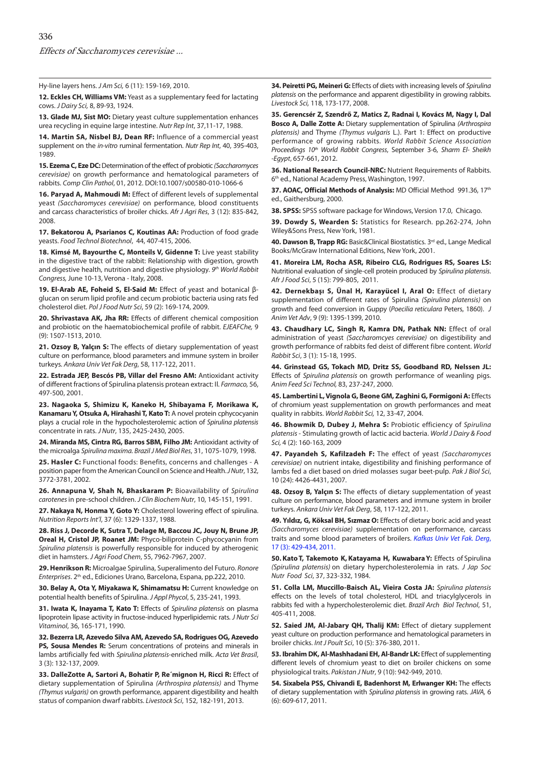Hy-line layers hens. *J Am Sci,* 6 (11): 159-169, 2010.

**12. Eckles CH, Williams VM:** Yeast as a supplementary feed for lactating cows. *J Dairy Sci,* 8, 89-93, 1924.

**13. Glade MJ, Sist MO:** Dietary yeast culture supplementation enhances urea recycling in equine large intestine. *Nutr Rep Int*, 37,11-17, 1988.

**14. Martin SA, Nisbel BJ, Dean RF:** Influence of a commercial yeast supplement on the *in-vitro* ruminal fermentation. *Nutr Rep Int*, 40, 395-403, 1989.

**15. Ezema C, Eze DC:** Determination of the effect of probiotic *(Saccharomyces cerevisiae)* on growth performance and hematological parameters of rabbits. *Comp Clin Pathol*, 01, 2012. DOI:10.1007/s00580-010-1066-6

**16. Paryad A, Mahmoudi M:** Effect of different levels of supplemental yeast *(Saccharomyces cerevisiae)* on performance, blood constituents and carcass characteristics of broiler chicks. *Afr J Agri Res*, 3 (12): 835-842, 2008.

**17. Bekatorou A, Psarianos C, Koutinas AA:** Production of food grade yeasts. *Food Technol Biotechnol*, 44, 407-415, 2006.

**18. Kimsé M, Bayourthe C, Monteils V, Gidenne T:** Live yeast stability in the digestive tract of the rabbit: Relationship with digestion, growth and digestive health, nutrition and digestive physiology. *9th World Rabbit Congress,* June 10-13, Verona - Italy, 2008.

**19. El-Arab AE, Foheid S, El-Said M:** Effect of yeast and botanical β-glucan on serum lipid profile and cecum probiotic bacteria using rats fed cholesterol diet. *Pol J Food Nutr Sci*, 59 (2): 169-174, 2009.

**20. Shrivastava AK, Jha RR:** Effects of different chemical composition and probiotic on the haematobiochemical profile of rabbit. *EJEAFChe,* 9 (9): 1507-1513, 2010.

**21. Ozsoy B, Yalçın S:** The effects of dietary supplementation of yeast culture on performance, blood parameters and immune system in broiler turkeys. *Ankara Univ Vet Fak Derg*, 58, 117-122, 2011.

**22. Estrada JEP, Bescós PB, Villar del Fresno AM:** Antioxidant activity of different fractions of Spirulina platensis protean extract: II. *Farmaco,* 56, 497-500, 2001.

**23. Nagaoka S, Shimizu K, Kaneko H, Shibayama F, Morikawa K, Kanamaru Y, Otsuka A, Hirahashi T, Kato T:** A novel protein cphycocyanin plays a crucial role in the hypocholesterolemic action of *Spirulina platensis* concentrate in rats. *J Nutr*, 135, 2425-2430, 2005.

**24. Miranda MS, Cintra RG, Barros SBM, Filho JM:** Antioxidant activity of the microalga *Spirulina maxima. Brazil J Med Biol Res*, 31, 1075-1079, 1998.

**25. Hasler C:** Functional foods: Benefits, concerns and challenges - A position paper from the American Council on Science and Health. *J Nutr*, 132, 3772-3781, 2002.

**26. Annapuna V, Shah N, Bhaskaram P:** Bioavailability of *Spirulina carotenes* in pre-school children. *J Clin Biochem Nutr*, 10, 145-151, 1991.

**27. Nakaya N, Honma Y, Goto Y:** Cholesterol lowering effect of spirulina. *Nutrition Reports Int'l*, 37 (6): 1329-1337, 1988.

**28. Riss J, Decorde K, Sutra T, Delage M, Baccou JC, Jouy N, Brune JP, Oreal H, Cristol JP, Roanet JM:** Phyco-biliprotein C-phycocyanin from *Spirulina platensis* is powerfully responsible for induced by atherogenic diet in hamsters. *J Agri Food Chem*, 55, 7962-7967, 2007.

**29. Henrikson R:** Microalgae Spirulina, Superalimento del Futuro. *Ronore Enterprises*. 2th ed., Ediciones Urano, Barcelona, Espana, pp.222, 2010.

**30. Belay A, Ota Y, Miyakawa K, Shimamatsu H:** Current knowledge on potential health benefits of Spirulina. *J Appl Phycol*, 5, 235-241, 1993.

**31. Iwata K, Inayama T, Kato T:** Effects of *Spirulina platensis* on plasma lipoprotein lipase activity in fructose-induced hyperlipidemic rats. *J Nutr Sci Vitaminol*, 36, 165-171, 1990.

**32. Bezerra LR, Azevedo Silva AM, Azevedo SA, Rodrigues OG, Azevedo PS, Sousa Mendes R:** Serum concentrations of proteins and minerals in lambs artificially fed with *Spirulina platensis*-enriched milk. *Acta Vet Brasil*, 3 (3): 132-137, 2009.

**33. DalleZotte A, Sartori A, Bohatir P, Re´mignon H, Ricci R:** Effect of dietary supplementation of Spirulina *(Arthrospira platensis)* and Thyme *(Thymus vulgaris)* on growth performance, apparent digestibility and health status of companion dwarf rabbits. *Livestock Sci*, 152, 182-191, 2013.

**34. Peiretti PG, Meineri G:** Effects of diets with increasing levels of *Spirulina platensis* on the performance and apparent digestibility in growing rabbits. *Livestock Sci,* 118, 173-177, 2008.

**35. Gerencsér Z, Szendrő Z, Matics Z, Radnai I, Kovács M, Nagy I, Dal Bosco A, Dalle Zotte A:** Dietary supplementation of Spirulina *(Arthrospira platensis)* and Thyme *(Thymus vulgaris* L.). Part 1: Effect on productive performance of growing rabbits. *World Rabbit Science Association Proceedings 10th World Rabbit Congress*, September 3-6, *Sharm El- Sheikh -Egypt*, 657-661, 2012.

**36. National Research Council-NRC:** Nutrient Requirements of Rabbits. 6th ed., National Academy Press, Washington, 1997.

**37. AOAC, Official Methods of Analysis:** MD Official Method 991.36, 17th ed., Gaithersburg, 2000.

**38. SPSS:** SPSS software package for Windows, Version 17.0, Chicago.

**39. Dowdy S, Wearden S:** Statistics for Research. pp.262-274, John Wiley&Sons Press, New York, 1981.

**40. Dawson B, Trapp RG:** Basic&Clinical Biostatistics. 3rd ed., Lange Medical Books/McGraw International Editions, New York, 2001.

**41. Moreira LM, Rocha ASR, Ribeiro CLG, Rodrigues RS, Soares LS:** Nutritional evaluation of single-cell protein produced by *Spirulina platensis*. *Afr J Food Sci*, 5 (15): 799-805, 2011.

**42. Dernekbaşı S, Ünal H, Karayücel I, Aral O:** Effect of dietary supplementation of different rates of Spirulina *(Spirulina platensis)* on growth and feed conversion in Guppy (*Poecilia reticulara* Peters, 1860). *J Anim Vet Adv*, 9 (9): 1395-1399, 2010.

**43. Chaudhary LC, Singh R, Kamra DN, Pathak NN:** Effect of oral administration of yeast *(Saccharomcyes cerevisiae)* on digestibility and growth performance of rabbits fed deist of different fibre content. *World Rabbit Sci*, 3 (1): 15-18, 1995.

**44. Grinstead GS, Tokach MD, Dritz SS, Goodband RD, Nelssen JL:** Effects of *Spirulina platensis* on growth performance of weanling pigs. *Anim Feed Sci Technol,* 83, 237-247, 2000.

**45. Lambertini L, Vignola G, Beone GM, Zaghini G, Formigoni A:** Effects of chromium yeast supplementation on growth performances and meat quality in rabbits. *World Rabbit Sci,* 12, 33-47, 2004.

**46. Bhowmik D, Dubey J, Mehra S:** Probiotic efficiency of *Spirulina platensis* - Stimulating growth of lactic acid bacteria. *World J Dairy & Food Sci*, 4 (2): 160-163, 2009

**47. Payandeh S, Kafilzadeh F:** The effect of yeast *(Saccharomyces cerevisiae)* on nutrient intake, digestibility and finishing performance of lambs fed a diet based on dried molasses sugar beet-pulp. *Pak J Biol Sci*, 10 (24): 4426-4431, 2007.

**48. Ozsoy B, Yalçın S:** The effects of dietary supplementation of yeast culture on performance, blood parameters and immune system in broiler turkeys. *Ankara Univ Vet Fak Derg*, 58, 117-122, 2011.

**49. Yıldız, G, Köksal BH, Sızmaz O:** Effects of dietary boric acid and yeast *(Saccharomyces cerevisiae)* supplementation on performance, carcass traits and some blood parameters of broilers. *Kafkas Univ Vet Fak. Derg,* 17 (3): 429-434, 2011.

**50. Kato T, Takemoto K, Katayama H, Kuwabara Y:** Effects of Spirulina *(Spirulina platensis)* on dietary hypercholesterolemia in rats. *J Jap Soc Nutr Food Sci*, 37, 323-332, 1984.

**51. Colla LM, Muccillo-Baisch AL, Vieira Costa JA:** *Spirulina platensis* effects on the levels of total cholesterol, HDL and triacylglycerols in rabbits fed with a hypercholesterolemic diet. *Brazil Arch Biol Technol*, 51, 405-411, 2008.

**52. Saied JM, Al-Jabary QH, Thalij KM:** Effect of dietary supplement yeast culture on production performance and hematological parameters in broiler chicks. *Int J Poult Sci*, 10 (5): 376-380, 2011.

**53. Ibrahim DK, Al-Mashhadani EH, Al-Bandr LK:** Effect of supplementing different levels of chromium yeast to diet on broiler chickens on some physiological traits. *Pakistan J Nutr*, 9 (10): 942-949, 2010.

**54. Sixabela PSS, Chivandi E, Badenhorst M, Erlwanger KH:** The effects of dietary supplementation with *Spirulina platensis* in growing rats. *JAVA,* 6 (6): 609-617, 2011.